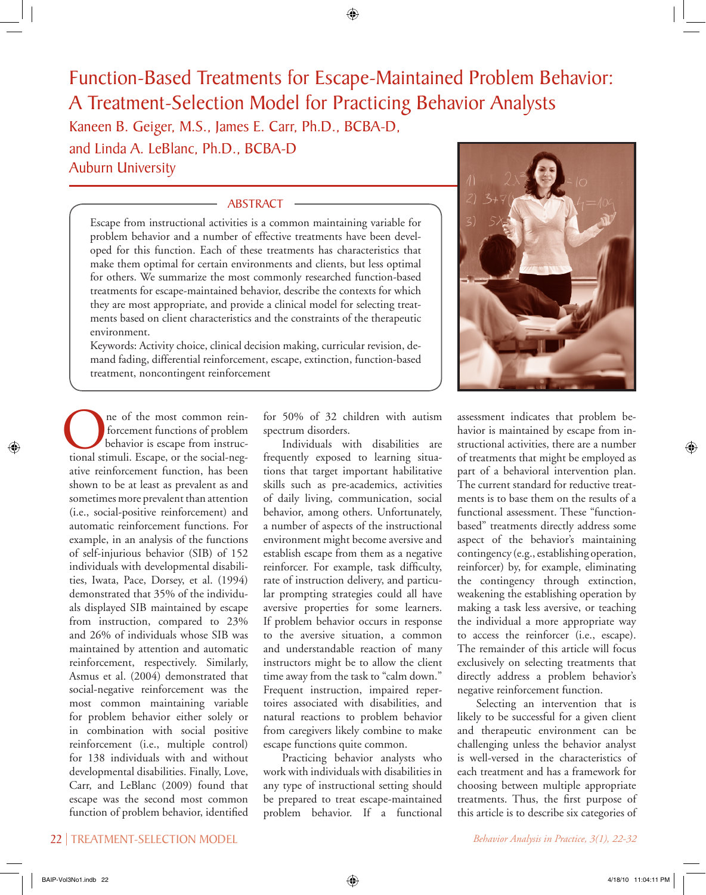# Function-Based Treatments for Escape-Maintained Problem Behavior: A Treatment-Selection Model for Practicing Behavior Analysts

Kaneen B. Geiger, M.S., James E. Carr, Ph.D., BCBA-D, and Linda A. LeBlanc, Ph.D., BCBA-D
Auburn University

## ABSTRACT

Escape from instructional activities is a common maintaining variable for problem behavior and a number of effective treatments have been developed for this function. Each of these treatments has characteristics that make them optimal for certain environments and clients, but less optimal for others. We summarize the most commonly researched function-based treatments for escape-maintained behavior, describe the contexts for which they are most appropriate, and provide a clinical model for selecting treatments based on client characteristics and the constraints of the therapeutic environment.

Keywords: Activity choice, clinical decision making, curricular revision, demand fading, differential reinforcement, escape, extinction, function-based treatment, noncontingent reinforcement

One of the most common reinforcement functions of problem behavior is escape from instructional stimuli. Escape, or the social-negative reinforcement function, has been shown to be at least as prevalent as and sometimes more prevalent than attention (i.e., social-positive reinforcement) and automatic reinforcement functions. For example, in an analysis of the functions of self-injurious behavior (SIB) of 152 individuals with developmental disabilities, Iwata, Pace, Dorsey, et al. (1994) demonstrated that 35% of the individuals displayed SIB maintained by escape from instruction, compared to 23% and 26% of individuals whose SIB was maintained by attention and automatic reinforcement, respectively. Similarly, Asmus et al. (2004) demonstrated that social-negative reinforcement was the most common maintaining variable for problem behavior either solely or in combination with social positive reinforcement (i.e., multiple control) for 138 individuals with and without developmental disabilities. Finally, Love, Carr, and LeBlanc (2009) found that escape was the second most common function of problem behavior, identified for 50% of 32 children with autism spectrum disorders.

Individuals with disabilities are frequently exposed to learning situations that target important habilitative skills such as pre-academics, activities of daily living, communication, social behavior, among others. Unfortunately, a number of aspects of the instructional environment might become aversive and establish escape from them as a negative reinforcer. For example, task difficulty, rate of instruction delivery, and particular prompting strategies could all have aversive properties for some learners. If problem behavior occurs in response to the aversive situation, a common and understandable reaction of many instructors might be to allow the client time away from the task to "calm down." Frequent instruction, impaired repertoires associated with disabilities, and natural reactions to problem behavior from caregivers likely combine to make escape functions quite common.

Practicing behavior analysts who work with individuals with disabilities in any type of instructional setting should be prepared to treat escape-maintained problem behavior. If a functional assessment indicates that problem behavior is maintained by escape from instructional activities, there are a number of treatments that might be employed as part of a behavioral intervention plan. The current standard for reductive treatments is to base them on the results of a functional assessment. These "function-based" treatments directly address some aspect of the behavior's maintaining contingency (e.g., establishing operation, reinforcer) by, for example, eliminating the contingency through extinction, weakening the establishing operation by making a task less aversive, or teaching the individual a more appropriate way to access the reinforcer (i.e., escape). The remainder of this article will focus exclusively on selecting treatments that directly address a problem behavior's negative reinforcement function.

Selecting an intervention that is likely to be successful for a given client and therapeutic environment can be challenging unless the behavior analyst is well-versed in the characteristics of each treatment and has a framework for choosing between multiple appropriate treatments. Thus, the first purpose of this article is to describe six categories of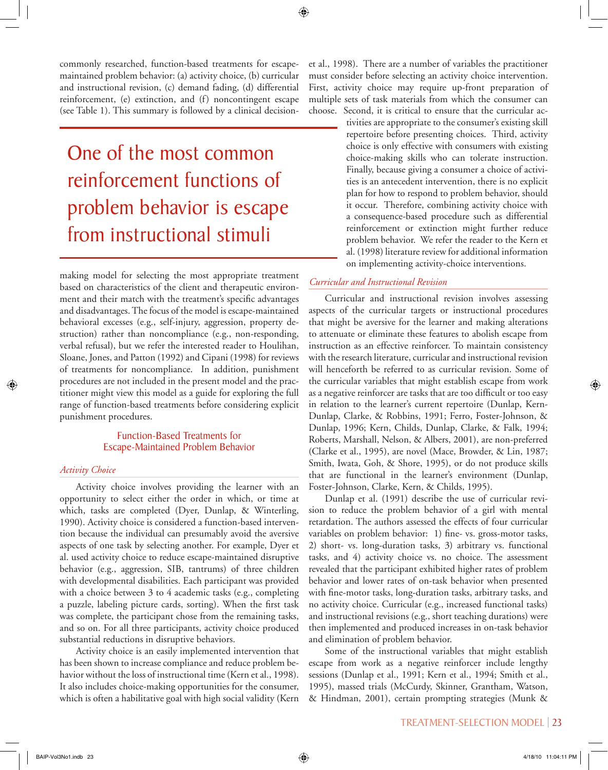commonly researched, function-based treatments for escape-maintained problem behavior: (a) activity choice, (b) curricular and instructional revision, (c) demand fading, (d) differential reinforcement, (e) extinction, and (f) noncontingent escape (see Table 1). This summary is followed by a clinical decision-making model for selecting the most appropriate treatment based on characteristics of the client and therapeutic environment and their match with the treatment's specific advantages and disadvantages. The focus of the model is escape-maintained behavioral excesses (e.g., self-injury, aggression, property destruction) rather than noncompliance (e.g., non-responding, verbal refusal), but we refer the interested reader to Houlihan, Sloane, Jones, and Patton (1992) and Cipani (1998) for reviews of treatments for noncompliance. In addition, punishment procedures are not included in the present model and the practitioner might view this model as a guide for exploring the full range of function-based treatments before considering explicit punishment procedures.

> One of the most common reinforcement functions of problem behavior is escape from instructional stimuli

## Function-Based Treatments for Escape-Maintained Problem Behavior

### *Activity Choice*

Activity choice involves providing the learner with an opportunity to select either the order in which, or time at which, tasks are completed (Dyer, Dunlap, & Winterling, 1990). Activity choice is considered a function-based intervention because the individual can presumably avoid the aversive aspects of one task by selecting another. For example, Dyer et al. used activity choice to reduce escape-maintained disruptive behavior (e.g., aggression, SIB, tantrums) of three children with developmental disabilities. Each participant was provided with a choice between 3 to 4 academic tasks (e.g., completing a puzzle, labeling picture cards, sorting). When the first task was complete, the participant chose from the remaining tasks, and so on. For all three participants, activity choice produced substantial reductions in disruptive behaviors.

Activity choice is an easily implemented intervention that has been shown to increase compliance and reduce problem behavior without the loss of instructional time (Kern et al., 1998). It also includes choice-making opportunities for the consumer, which is often a habilitative goal with high social validity (Kern et al., 1998). There are a number of variables the practitioner must consider before selecting an activity choice intervention. First, activity choice may require up-front preparation of multiple sets of task materials from which the consumer can choose. Second, it is critical to ensure that the curricular activities are appropriate to the consumer's existing skill repertoire before presenting choices. Third, activity choice is only effective with consumers with existing choice-making skills who can tolerate instruction. Finally, because giving a consumer a choice of activities is an antecedent intervention, there is no explicit plan for how to respond to problem behavior, should it occur. Therefore, combining activity choice with a consequence-based procedure such as differential reinforcement or extinction might further reduce problem behavior. We refer the reader to the Kern et al. (1998) literature review for additional information on implementing activity-choice interventions.

### *Curricular and Instructional Revision*

Curricular and instructional revision involves assessing aspects of the curricular targets or instructional procedures that might be aversive for the learner and making alterations to attenuate or eliminate these features to abolish escape from instruction as an effective reinforcer. To maintain consistency with the research literature, curricular and instructional revision will henceforth be referred to as curricular revision. Some of the curricular variables that might establish escape from work as a negative reinforcer are tasks that are too difficult or too easy in relation to the learner's current repertoire (Dunlap, Kern-Dunlap, Clarke, & Robbins, 1991; Ferro, Foster-Johnson, & Dunlap, 1996; Kern, Childs, Dunlap, Clarke, & Falk, 1994; Roberts, Marshall, Nelson, & Albers, 2001), are non-preferred (Clarke et al., 1995), are novel (Mace, Browder, & Lin, 1987; Smith, Iwata, Goh, & Shore, 1995), or do not produce skills that are functional in the learner's environment (Dunlap, Foster-Johnson, Clarke, Kern, & Childs, 1995).

Dunlap et al. (1991) describe the use of curricular revision to reduce the problem behavior of a girl with mental retardation. The authors assessed the effects of four curricular variables on problem behavior: 1) fine- vs. gross-motor tasks, 2) short- vs. long-duration tasks, 3) arbitrary vs. functional tasks, and 4) activity choice vs. no choice. The assessment revealed that the participant exhibited higher rates of problem behavior and lower rates of on-task behavior when presented with fine-motor tasks, long-duration tasks, arbitrary tasks, and no activity choice. Curricular (e.g., increased functional tasks) and instructional revisions (e.g., short teaching durations) were then implemented and produced increases in on-task behavior and elimination of problem behavior.

Some of the instructional variables that might establish escape from work as a negative reinforcer include lengthy sessions (Dunlap et al., 1991; Kern et al., 1994; Smith et al., 1995), massed trials (McCurdy, Skinner, Grantham, Watson, & Hindman, 2001), certain prompting strategies (Munk &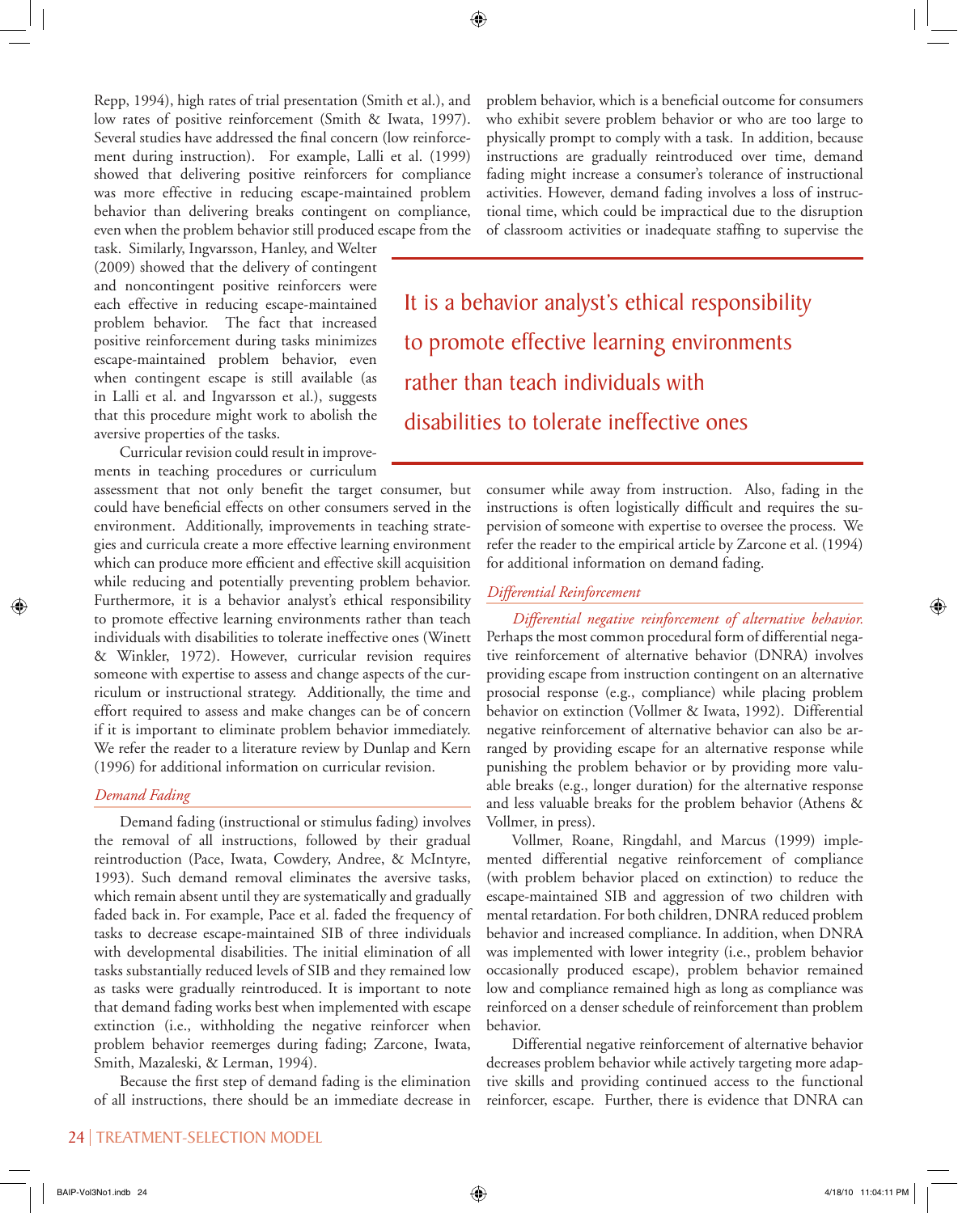Repp, 1994), high rates of trial presentation (Smith et al.), and low rates of positive reinforcement (Smith & Iwata, 1997). Several studies have addressed the final concern (low reinforcement during instruction). For example, Lalli et al. (1999) showed that delivering positive reinforcers for compliance was more effective in reducing escape-maintained problem behavior than delivering breaks contingent on compliance, even when the problem behavior still produced escape from the task. Similarly, Ingvarsson, Hanley, and Welter (2009) showed that the delivery of contingent and noncontingent positive reinforcers were each effective in reducing escape-maintained problem behavior. The fact that increased positive reinforcement during tasks minimizes escape-maintained problem behavior, even when contingent escape is still available (as in Lalli et al. and Ingvarsson et al.), suggests that this procedure might work to abolish the aversive properties of the tasks.

Curricular revision could result in improvements in teaching procedures or curriculum assessment that not only benefit the target consumer, but could have beneficial effects on other consumers served in the environment. Additionally, improvements in teaching strategies and curricula create a more effective learning environment which can produce more efficient and effective skill acquisition while reducing and potentially preventing problem behavior. Furthermore, it is a behavior analyst's ethical responsibility to promote effective learning environments rather than teach individuals with disabilities to tolerate ineffective ones (Winett & Winkler, 1972). However, curricular revision requires someone with expertise to assess and change aspects of the curriculum or instructional strategy. Additionally, the time and effort required to assess and make changes can be of concern if it is important to eliminate problem behavior immediately. We refer the reader to a literature review by Dunlap and Kern (1996) for additional information on curricular revision.

### *Demand Fading*

Demand fading (instructional or stimulus fading) involves the removal of all instructions, followed by their gradual reintroduction (Pace, Iwata, Cowdery, Andree, & McIntyre, 1993). Such demand removal eliminates the aversive tasks, which remain absent until they are systematically and gradually faded back in. For example, Pace et al. faded the frequency of tasks to decrease escape-maintained SIB of three individuals with developmental disabilities. The initial elimination of all tasks substantially reduced levels of SIB and they remained low as tasks were gradually reintroduced. It is important to note that demand fading works best when implemented with escape extinction (i.e., withholding the negative reinforcer when problem behavior reemerges during fading; Zarcone, Iwata, Smith, Mazaleski, & Lerman, 1994).

Because the first step of demand fading is the elimination of all instructions, there should be an immediate decrease in problem behavior, which is a beneficial outcome for consumers who exhibit severe problem behavior or who are too large to physically prompt to comply with a task. In addition, because instructions are gradually reintroduced over time, demand fading might increase a consumer's tolerance of instructional activities. However, demand fading involves a loss of instructional time, which could be impractical due to the disruption of classroom activities or inadequate staffing to supervise the consumer while away from instruction. Also, fading in the instructions is often logistically difficult and requires the supervision of someone with expertise to oversee the process. We refer the reader to the empirical article by Zarcone et al. (1994) for additional information on demand fading.

> It is a behavior analyst's ethical responsibility to promote effective learning environments rather than teach individuals with disabilities to tolerate ineffective ones

### *Differential Reinforcement*

*Differential negative reinforcement of alternative behavior.* Perhaps the most common procedural form of differential negative reinforcement of alternative behavior (DNRA) involves providing escape from instruction contingent on an alternative prosocial response (e.g., compliance) while placing problem behavior on extinction (Vollmer & Iwata, 1992). Differential negative reinforcement of alternative behavior can also be arranged by providing escape for an alternative response while punishing the problem behavior or by providing more valuable breaks (e.g., longer duration) for the alternative response and less valuable breaks for the problem behavior (Athens & Vollmer, in press).

Vollmer, Roane, Ringdahl, and Marcus (1999) implemented differential negative reinforcement of compliance (with problem behavior placed on extinction) to reduce the escape-maintained SIB and aggression of two children with mental retardation. For both children, DNRA reduced problem behavior and increased compliance. In addition, when DNRA was implemented with lower integrity (i.e., problem behavior occasionally produced escape), problem behavior remained low and compliance remained high as long as compliance was reinforced on a denser schedule of reinforcement than problem behavior.

Differential negative reinforcement of alternative behavior decreases problem behavior while actively targeting more adaptive skills and providing continued access to the functional reinforcer, escape. Further, there is evidence that DNRA can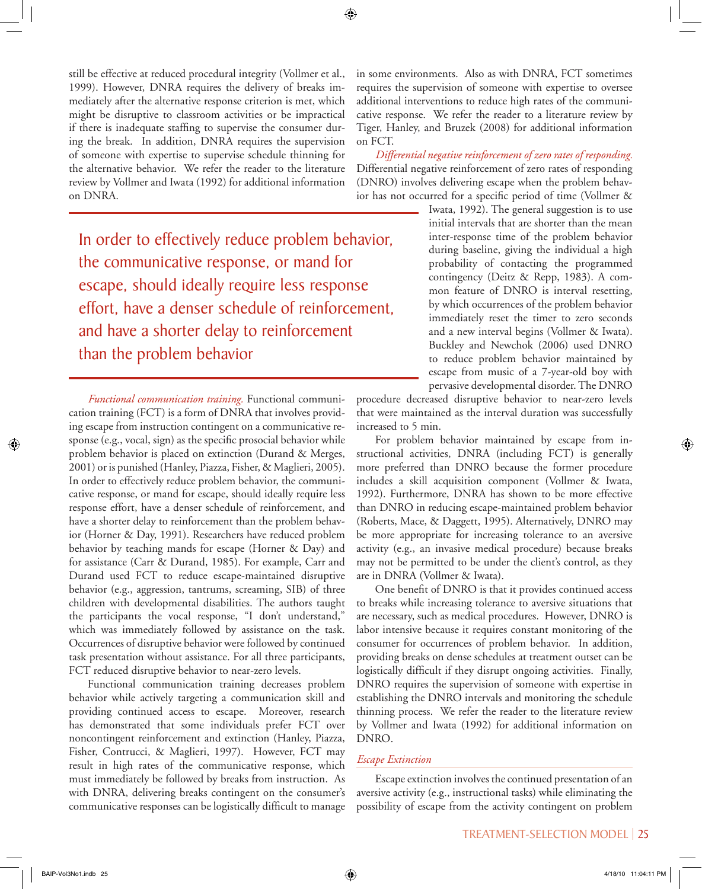still be effective at reduced procedural integrity (Vollmer et al., 1999). However, DNRA requires the delivery of breaks immediately after the alternative response criterion is met, which might be disruptive to classroom activities or be impractical if there is inadequate staffing to supervise the consumer during the break. In addition, DNRA requires the supervision of someone with expertise to supervise schedule thinning for the alternative behavior. We refer the reader to the literature review by Vollmer and Iwata (1992) for additional information on DNRA.

> In order to effectively reduce problem behavior, the communicative response, or mand for escape, should ideally require less response effort, have a denser schedule of reinforcement, and have a shorter delay to reinforcement than the problem behavior

*Functional communication training.* Functional communication training (FCT) is a form of DNRA that involves providing escape from instruction contingent on a communicative response (e.g., vocal, sign) as the specific prosocial behavior while problem behavior is placed on extinction (Durand & Merges, 2001) or is punished (Hanley, Piazza, Fisher, & Maglieri, 2005). In order to effectively reduce problem behavior, the communicative response, or mand for escape, should ideally require less response effort, have a denser schedule of reinforcement, and have a shorter delay to reinforcement than the problem behavior (Horner & Day, 1991). Researchers have reduced problem behavior by teaching mands for escape (Horner & Day) and for assistance (Carr & Durand, 1985). For example, Carr and Durand used FCT to reduce escape-maintained disruptive behavior (e.g., aggression, tantrums, screaming, SIB) of three children with developmental disabilities. The authors taught the participants the vocal response, "I don't understand," which was immediately followed by assistance on the task. Occurrences of disruptive behavior were followed by continued task presentation without assistance. For all three participants, FCT reduced disruptive behavior to near-zero levels.

Functional communication training decreases problem behavior while actively targeting a communication skill and providing continued access to escape. Moreover, research has demonstrated that some individuals prefer FCT over noncontingent reinforcement and extinction (Hanley, Piazza, Contrucci, & Maglieri, 1997). However, FCT may result in high rates of the communicative response, which must immediately be followed by breaks from instruction. As with DNRA, delivering breaks contingent on the consumer's communicative responses can be logistically difficult to manage in some environments. Also as with DNRA, FCT sometimes requires the supervision of someone with expertise to oversee additional interventions to reduce high rates of the communicative response. We refer the reader to a literature review by Tiger, Hanley, and Bruzek (2008) for additional information on FCT.

*Differential negative reinforcement of zero rates of responding.* Differential negative reinforcement of zero rates of responding (DNRO) involves delivering escape when the problem behavior has not occurred for a specific period of time (Vollmer & Iwata, 1992). The general suggestion is to use initial intervals that are shorter than the mean inter-response time of the problem behavior during baseline, giving the individual a high probability of contacting the programmed contingency (Deitz & Repp, 1983). A common feature of DNRO is interval resetting, by which occurrences of the problem behavior immediately reset the timer to zero seconds and a new interval begins (Vollmer & Iwata). Buckley and Newchok (2006) used DNRO to reduce problem behavior maintained by escape from music of a 7-year-old boy with pervasive developmental disorder. The DNRO procedure decreased disruptive behavior to near-zero levels that were maintained as the interval duration was successfully increased to 5 min.

For problem behavior maintained by escape from instructional activities, DNRA (including FCT) is generally more preferred than DNRO because the former procedure includes a skill acquisition component (Vollmer & Iwata, 1992). Furthermore, DNRA has shown to be more effective than DNRO in reducing escape-maintained problem behavior (Roberts, Mace, & Daggett, 1995). Alternatively, DNRO may be more appropriate for increasing tolerance to an aversive activity (e.g., an invasive medical procedure) because breaks may not be permitted to be under the client's control, as they are in DNRA (Vollmer & Iwata).

One benefit of DNRO is that it provides continued access to breaks while increasing tolerance to aversive situations that are necessary, such as medical procedures. However, DNRO is labor intensive because it requires constant monitoring of the consumer for occurrences of problem behavior. In addition, providing breaks on dense schedules at treatment outset can be logistically difficult if they disrupt ongoing activities. Finally, DNRO requires the supervision of someone with expertise in establishing the DNRO intervals and monitoring the schedule thinning process. We refer the reader to the literature review by Vollmer and Iwata (1992) for additional information on DNRO.

### *Escape Extinction*

Escape extinction involves the continued presentation of an aversive activity (e.g., instructional tasks) while eliminating the possibility of escape from the activity contingent on problem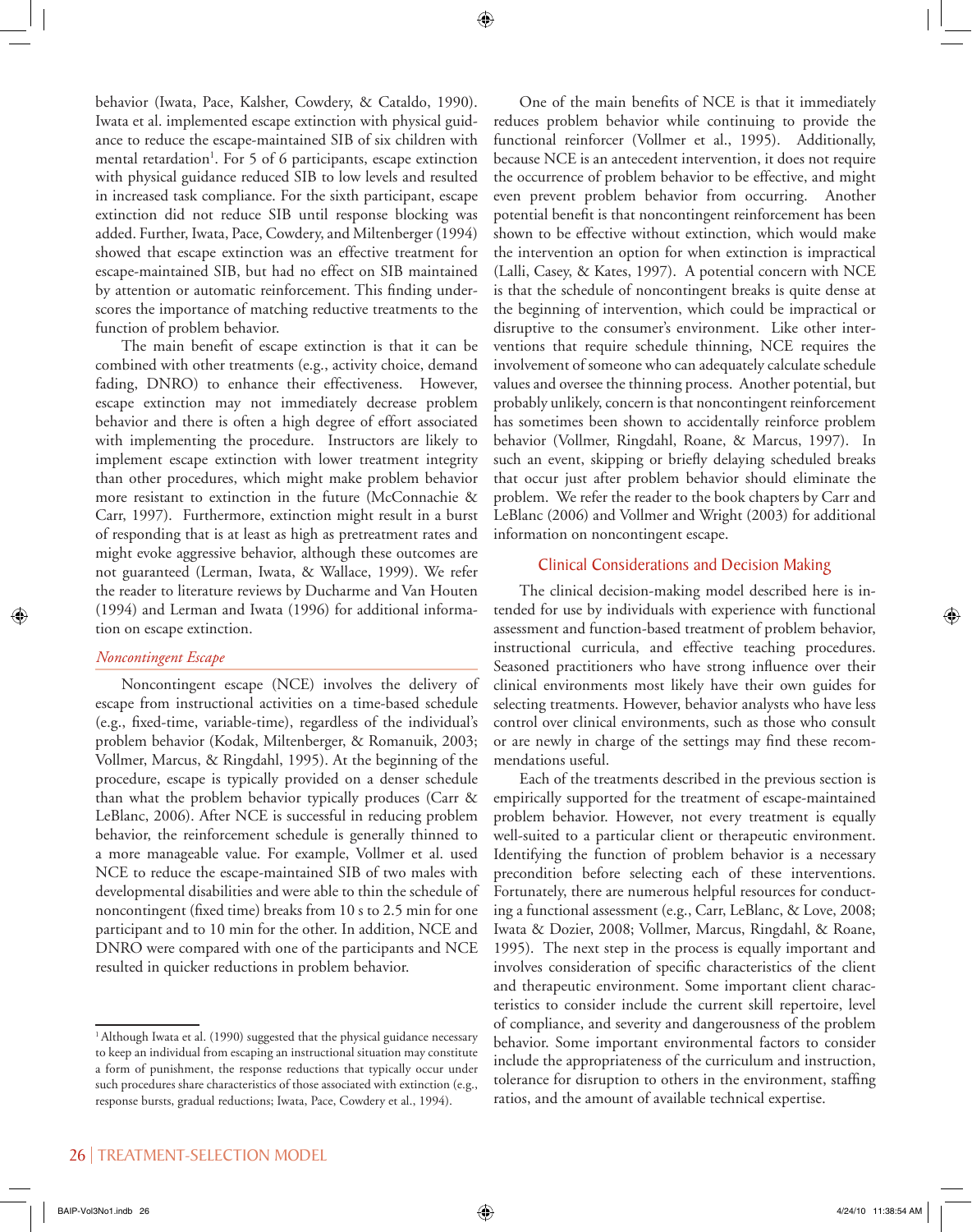behavior (Iwata, Pace, Kalsher, Cowdery, & Cataldo, 1990). Iwata et al. implemented escape extinction with physical guidance to reduce the escape-maintained SIB of six children with mental retardation[1]. For 5 of 6 participants, escape extinction with physical guidance reduced SIB to low levels and resulted in increased task compliance. For the sixth participant, escape extinction did not reduce SIB until response blocking was added. Further, Iwata, Pace, Cowdery, and Miltenberger (1994) showed that escape extinction was an effective treatment for escape-maintained SIB, but had no effect on SIB maintained by attention or automatic reinforcement. This finding underscores the importance of matching reductive treatments to the function of problem behavior.

The main benefit of escape extinction is that it can be combined with other treatments (e.g., activity choice, demand fading, DNRO) to enhance their effectiveness. However, escape extinction may not immediately decrease problem behavior and there is often a high degree of effort associated with implementing the procedure. Instructors are likely to implement escape extinction with lower treatment integrity than other procedures, which might make problem behavior more resistant to extinction in the future (McConnachie & Carr, 1997). Furthermore, extinction might result in a burst of responding that is at least as high as pretreatment rates and might evoke aggressive behavior, although these outcomes are not guaranteed (Lerman, Iwata, & Wallace, 1999). We refer the reader to literature reviews by Ducharme and Van Houten (1994) and Lerman and Iwata (1996) for additional information on escape extinction.

### *Noncontingent Escape*

Noncontingent escape (NCE) involves the delivery of escape from instructional activities on a time-based schedule (e.g., fixed-time, variable-time), regardless of the individual's problem behavior (Kodak, Miltenberger, & Romanuik, 2003; Vollmer, Marcus, & Ringdahl, 1995). At the beginning of the procedure, escape is typically provided on a denser schedule than what the problem behavior typically produces (Carr & LeBlanc, 2006). After NCE is successful in reducing problem behavior, the reinforcement schedule is generally thinned to a more manageable value. For example, Vollmer et al. used NCE to reduce the escape-maintained SIB of two males with developmental disabilities and were able to thin the schedule of noncontingent (fixed time) breaks from 10 s to 2.5 min for one participant and to 10 min for the other. In addition, NCE and DNRO were compared with one of the participants and NCE resulted in quicker reductions in problem behavior.

One of the main benefits of NCE is that it immediately reduces problem behavior while continuing to provide the functional reinforcer (Vollmer et al., 1995). Additionally, because NCE is an antecedent intervention, it does not require the occurrence of problem behavior to be effective, and might even prevent problem behavior from occurring. Another potential benefit is that noncontingent reinforcement has been shown to be effective without extinction, which would make the intervention an option for when extinction is impractical (Lalli, Casey, & Kates, 1997). A potential concern with NCE is that the schedule of noncontingent breaks is quite dense at the beginning of intervention, which could be impractical or disruptive to the consumer's environment. Like other interventions that require schedule thinning, NCE requires the involvement of someone who can adequately calculate schedule values and oversee the thinning process. Another potential, but probably unlikely, concern is that noncontingent reinforcement has sometimes been shown to accidentally reinforce problem behavior (Vollmer, Ringdahl, Roane, & Marcus, 1997). In such an event, skipping or briefly delaying scheduled breaks that occur just after problem behavior should eliminate the problem. We refer the reader to the book chapters by Carr and LeBlanc (2006) and Vollmer and Wright (2003) for additional information on noncontingent escape.

## Clinical Considerations and Decision Making

The clinical decision-making model described here is intended for use by individuals with experience with functional assessment and function-based treatment of problem behavior, instructional curricula, and effective teaching procedures. Seasoned practitioners who have strong influence over their clinical environments most likely have their own guides for selecting treatments. However, behavior analysts who have less control over clinical environments, such as those who consult or are newly in charge of the settings may find these recommendations useful.

Each of the treatments described in the previous section is empirically supported for the treatment of escape-maintained problem behavior. However, not every treatment is equally well-suited to a particular client or therapeutic environment. Identifying the function of problem behavior is a necessary precondition before selecting each of these interventions. Fortunately, there are numerous helpful resources for conducting a functional assessment (e.g., Carr, LeBlanc, & Love, 2008; Iwata & Dozier, 2008; Vollmer, Marcus, Ringdahl, & Roane, 1995). The next step in the process is equally important and involves consideration of specific characteristics of the client and therapeutic environment. Some important client characteristics to consider include the current skill repertoire, level of compliance, and severity and dangerousness of the problem behavior. Some important environmental factors to consider include the appropriateness of the curriculum and instruction, tolerance for disruption to others in the environment, staffing ratios, and the amount of available technical expertise.

---

[1] Although Iwata et al. (1990) suggested that the physical guidance necessary to keep an individual from escaping an instructional situation may constitute a form of punishment, the response reductions that typically occur under such procedures share characteristics of those associated with extinction (e.g., response bursts, gradual reductions; Iwata, Pace, Cowdery et al., 1994).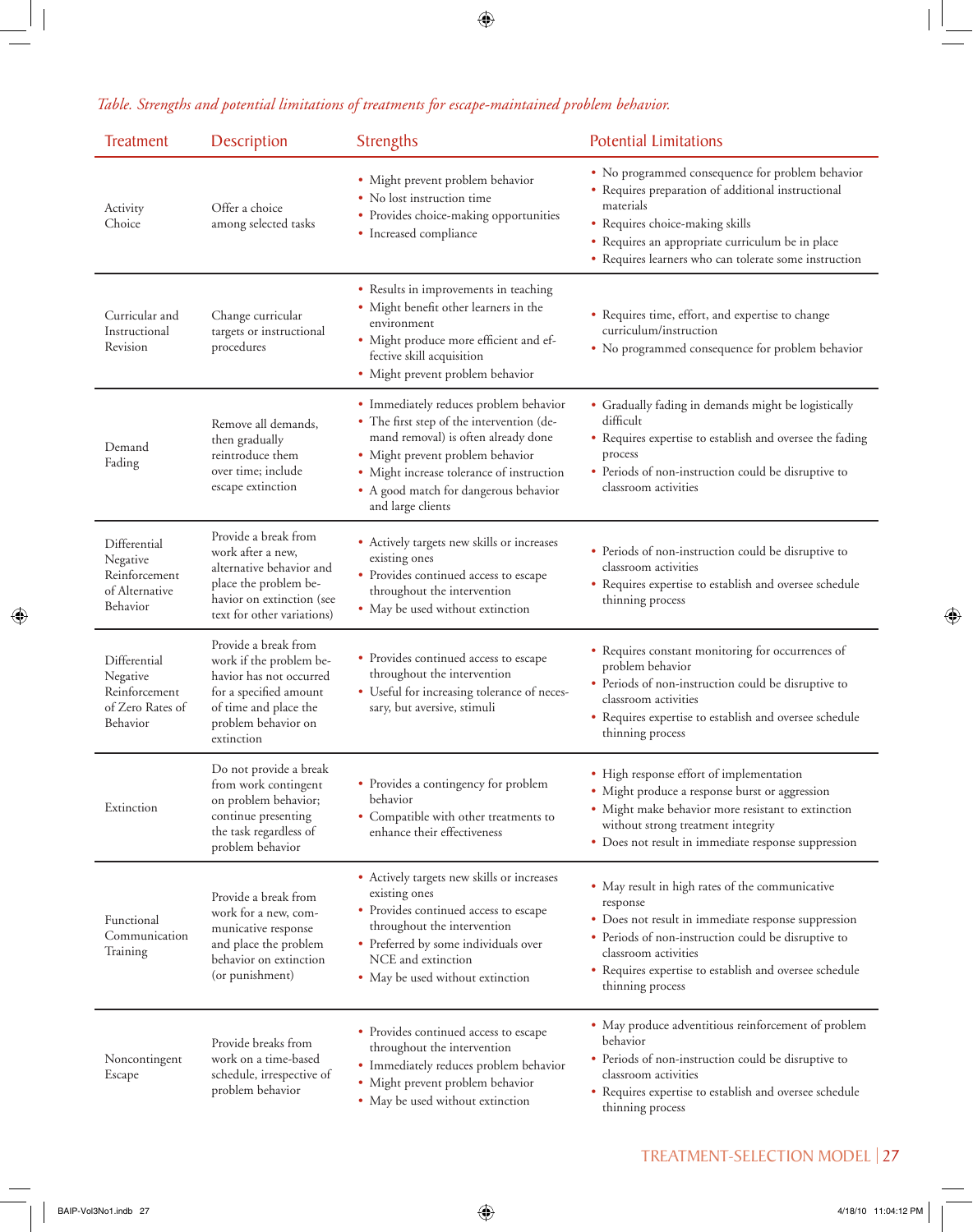*Table. Strengths and potential limitations of treatments for escape-maintained problem behavior.*

| Treatment | Description | Strengths | Potential Limitations |
|---|---|---|---|
| Activity Choice | Offer a choice among selected tasks | • Might prevent problem behavior<br>• No lost instruction time<br>• Provides choice-making opportunities<br>• Increased compliance | • No programmed consequence for problem behavior<br>• Requires preparation of additional instructional materials<br>• Requires choice-making skills<br>• Requires an appropriate curriculum be in place<br>• Requires learners who can tolerate some instruction |
| Curricular and Instructional Revision | Change curricular targets or instructional procedures | • Results in improvements in teaching<br>• Might benefit other learners in the environment<br>• Might produce more efficient and effective skill acquisition<br>• Might prevent problem behavior | • Requires time, effort, and expertise to change curriculum/instruction<br>• No programmed consequence for problem behavior |
| Demand Fading | Remove all demands, then gradually reintroduce them over time; include escape extinction | • Immediately reduces problem behavior<br>• The first step of the intervention (demand removal) is often already done<br>• Might prevent problem behavior<br>• Might increase tolerance of instruction<br>• A good match for dangerous behavior and large clients | • Gradually fading in demands might be logistically difficult<br>• Requires expertise to establish and oversee the fading process<br>• Periods of non-instruction could be disruptive to classroom activities |
| Differential Negative Reinforcement of Alternative Behavior | Provide a break from work after a new, alternative behavior and place the problem behavior on extinction (see text for other variations) | • Actively targets new skills or increases existing ones<br>• Provides continued access to escape throughout the intervention<br>• May be used without extinction | • Periods of non-instruction could be disruptive to classroom activities<br>• Requires expertise to establish and oversee schedule thinning process |
| Differential Negative Reinforcement of Zero Rates of Behavior | Provide a break from work if the problem behavior has not occurred for a specified amount of time and place the problem behavior on extinction | • Provides continued access to escape throughout the intervention<br>• Useful for increasing tolerance of necessary, but aversive, stimuli | • Requires constant monitoring for occurrences of problem behavior<br>• Periods of non-instruction could be disruptive to classroom activities<br>• Requires expertise to establish and oversee schedule thinning process |
| Extinction | Do not provide a break from work contingent on problem behavior; continue presenting the task regardless of problem behavior | • Provides a contingency for problem behavior<br>• Compatible with other treatments to enhance their effectiveness | • High response effort of implementation<br>• Might produce a response burst or aggression<br>• Might make behavior more resistant to extinction without strong treatment integrity<br>• Does not result in immediate response suppression |
| Functional Communication Training | Provide a break from work for a new, communicative response and place the problem behavior on extinction (or punishment) | • Actively targets new skills or increases existing ones<br>• Provides continued access to escape throughout the intervention<br>• Preferred by some individuals over NCE and extinction<br>• May be used without extinction | • May result in high rates of the communicative response<br>• Does not result in immediate response suppression<br>• Periods of non-instruction could be disruptive to classroom activities<br>• Requires expertise to establish and oversee schedule thinning process |
| Noncontingent Escape | Provide breaks from work on a time-based schedule, irrespective of problem behavior | • Provides continued access to escape throughout the intervention<br>• Immediately reduces problem behavior<br>• Might prevent problem behavior<br>• May be used without extinction | • May produce adventitious reinforcement of problem behavior<br>• Periods of non-instruction could be disruptive to classroom activities<br>• Requires expertise to establish and oversee schedule thinning process |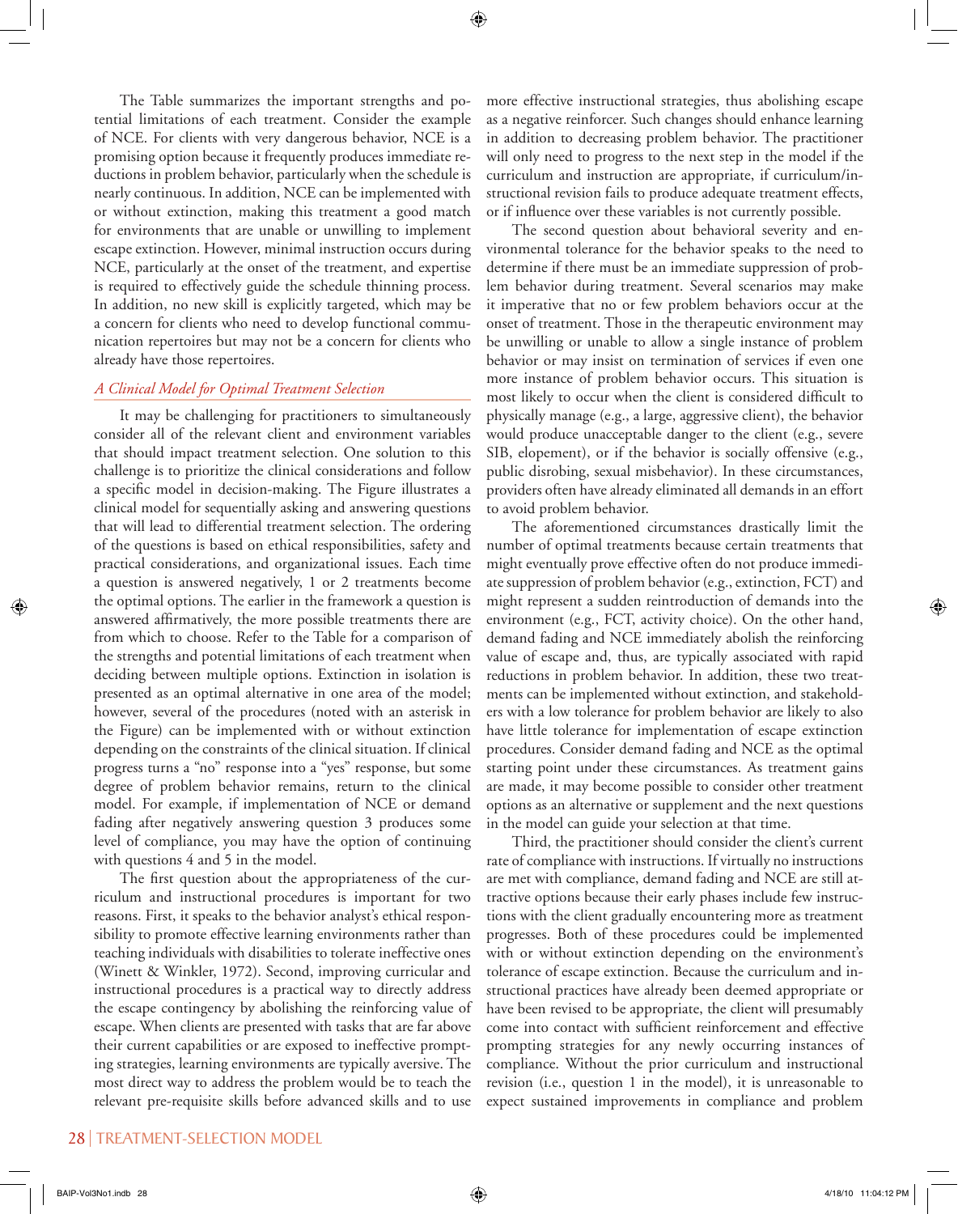The Table summarizes the important strengths and potential limitations of each treatment. Consider the example of NCE. For clients with very dangerous behavior, NCE is a promising option because it frequently produces immediate reductions in problem behavior, particularly when the schedule is nearly continuous. In addition, NCE can be implemented with or without extinction, making this treatment a good match for environments that are unable or unwilling to implement escape extinction. However, minimal instruction occurs during NCE, particularly at the onset of the treatment, and expertise is required to effectively guide the schedule thinning process. In addition, no new skill is explicitly targeted, which may be a concern for clients who need to develop functional communication repertoires but may not be a concern for clients who already have those repertoires.

### *A Clinical Model for Optimal Treatment Selection*

It may be challenging for practitioners to simultaneously consider all of the relevant client and environment variables that should impact treatment selection. One solution to this challenge is to prioritize the clinical considerations and follow a specific model in decision-making. The Figure illustrates a clinical model for sequentially asking and answering questions that will lead to differential treatment selection. The ordering of the questions is based on ethical responsibilities, safety and practical considerations, and organizational issues. Each time a question is answered negatively, 1 or 2 treatments become the optimal options. The earlier in the framework a question is answered affirmatively, the more possible treatments there are from which to choose. Refer to the Table for a comparison of the strengths and potential limitations of each treatment when deciding between multiple options. Extinction in isolation is presented as an optimal alternative in one area of the model; however, several of the procedures (noted with an asterisk in the Figure) can be implemented with or without extinction depending on the constraints of the clinical situation. If clinical progress turns a "no" response into a "yes" response, but some degree of problem behavior remains, return to the clinical model. For example, if implementation of NCE or demand fading after negatively answering question 3 produces some level of compliance, you may have the option of continuing with questions 4 and 5 in the model.

The first question about the appropriateness of the curriculum and instructional procedures is important for two reasons. First, it speaks to the behavior analyst's ethical responsibility to promote effective learning environments rather than teaching individuals with disabilities to tolerate ineffective ones (Winett & Winkler, 1972). Second, improving curricular and instructional procedures is a practical way to directly address the escape contingency by abolishing the reinforcing value of escape. When clients are presented with tasks that are far above their current capabilities or are exposed to ineffective prompting strategies, learning environments are typically aversive. The most direct way to address the problem would be to teach the relevant pre-requisite skills before advanced skills and to use more effective instructional strategies, thus abolishing escape as a negative reinforcer. Such changes should enhance learning in addition to decreasing problem behavior. The practitioner will only need to progress to the next step in the model if the curriculum and instruction are appropriate, if curriculum/instructional revision fails to produce adequate treatment effects, or if influence over these variables is not currently possible.

The second question about behavioral severity and environmental tolerance for the behavior speaks to the need to determine if there must be an immediate suppression of problem behavior during treatment. Several scenarios may make it imperative that no or few problem behaviors occur at the onset of treatment. Those in the therapeutic environment may be unwilling or unable to allow a single instance of problem behavior or may insist on termination of services if even one more instance of problem behavior occurs. This situation is most likely to occur when the client is considered difficult to physically manage (e.g., a large, aggressive client), the behavior would produce unacceptable danger to the client (e.g., severe SIB, elopement), or if the behavior is socially offensive (e.g., public disrobing, sexual misbehavior). In these circumstances, providers often have already eliminated all demands in an effort to avoid problem behavior.

The aforementioned circumstances drastically limit the number of optimal treatments because certain treatments that might eventually prove effective often do not produce immediate suppression of problem behavior (e.g., extinction, FCT) and might represent a sudden reintroduction of demands into the environment (e.g., FCT, activity choice). On the other hand, demand fading and NCE immediately abolish the reinforcing value of escape and, thus, are typically associated with rapid reductions in problem behavior. In addition, these two treatments can be implemented without extinction, and stakeholders with a low tolerance for problem behavior are likely to also have little tolerance for implementation of escape extinction procedures. Consider demand fading and NCE as the optimal starting point under these circumstances. As treatment gains are made, it may become possible to consider other treatment options as an alternative or supplement and the next questions in the model can guide your selection at that time.

Third, the practitioner should consider the client's current rate of compliance with instructions. If virtually no instructions are met with compliance, demand fading and NCE are still attractive options because their early phases include few instructions with the client gradually encountering more as treatment progresses. Both of these procedures could be implemented with or without extinction depending on the environment's tolerance of escape extinction. Because the curriculum and instructional practices have already been deemed appropriate or have been revised to be appropriate, the client will presumably come into contact with sufficient reinforcement and effective prompting strategies for any newly occurring instances of compliance. Without the prior curriculum and instructional revision (i.e., question 1 in the model), it is unreasonable to expect sustained improvements in compliance and problem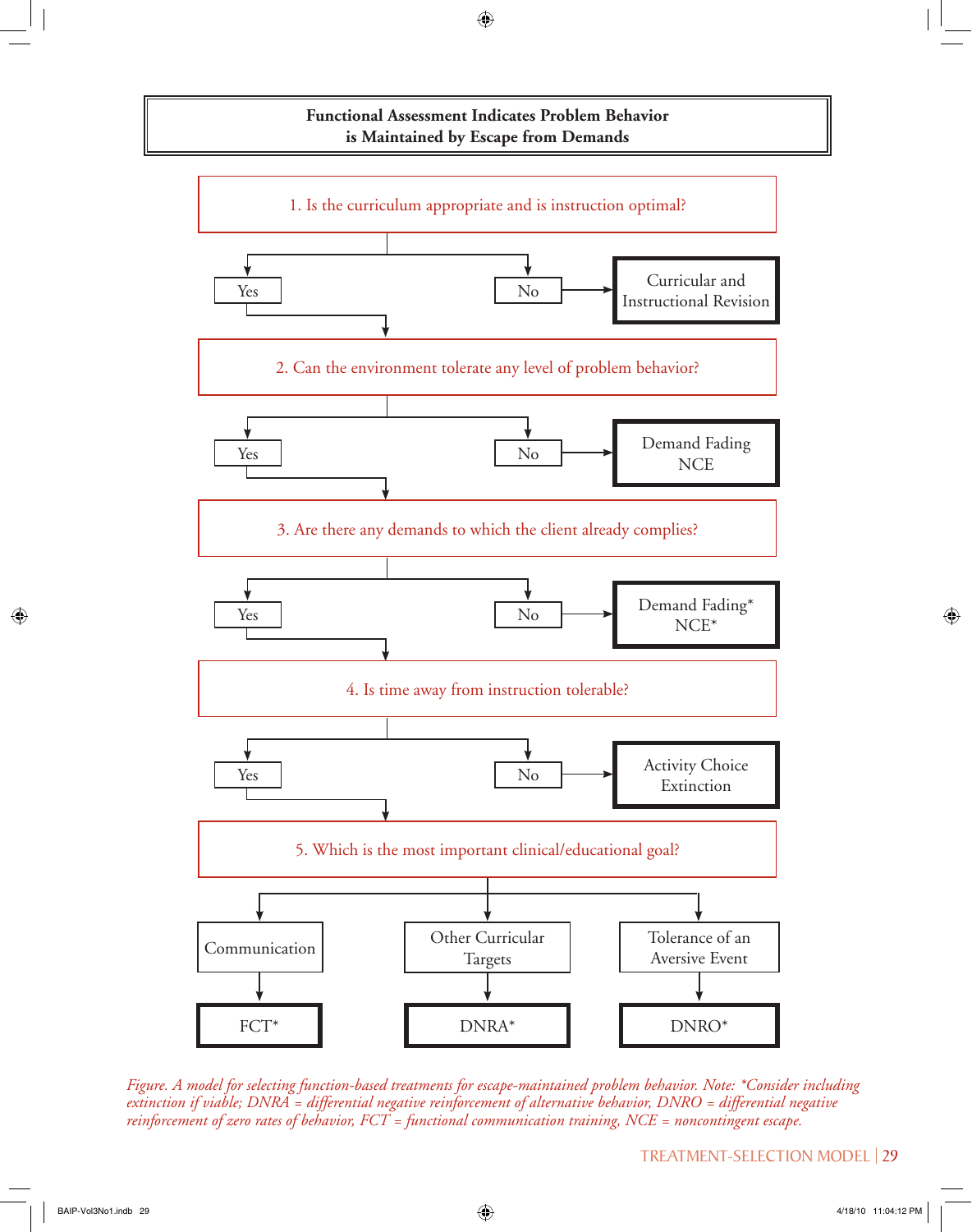**Functional Assessment Indicates Problem Behavior is Maintained by Escape from Demands**

1. Is the curriculum appropriate and is instruction optimal?
   - Yes → go to 2
   - No → **Curricular and Instructional Revision**

2. Can the environment tolerate any level of problem behavior?
   - Yes → go to 3
   - No → **Demand Fading NCE**

3. Are there any demands to which the client already complies?
   - Yes → go to 4
   - No → **Demand Fading* NCE***

4. Is time away from instruction tolerable?
   - Yes → go to 5
   - No → **Activity Choice Extinction**

5. Which is the most important clinical/educational goal?
   - Communication → **FCT***
   - Other Curricular Targets → **DNRA***
   - Tolerance of an Aversive Event → **DNRO***

*Figure. A model for selecting function-based treatments for escape-maintained problem behavior. Note: *Consider including extinction if viable; DNRA = differential negative reinforcement of alternative behavior, DNRO = differential negative reinforcement of zero rates of behavior, FCT = functional communication training, NCE = noncontingent escape.*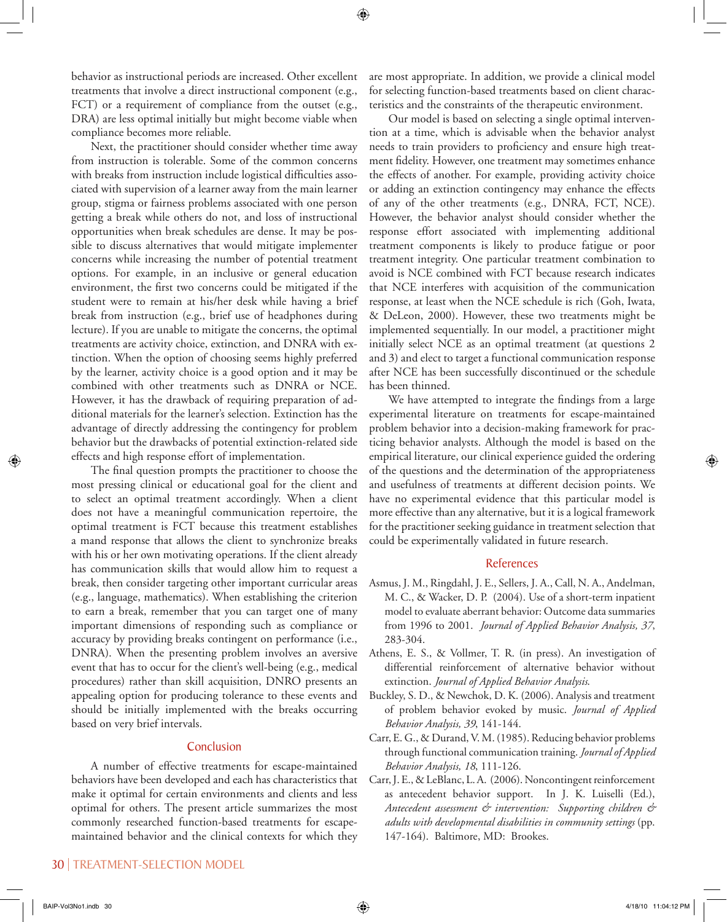behavior as instructional periods are increased. Other excellent treatments that involve a direct instructional component (e.g., FCT) or a requirement of compliance from the outset (e.g., DRA) are less optimal initially but might become viable when compliance becomes more reliable.

Next, the practitioner should consider whether time away from instruction is tolerable. Some of the common concerns with breaks from instruction include logistical difficulties associated with supervision of a learner away from the main learner group, stigma or fairness problems associated with one person getting a break while others do not, and loss of instructional opportunities when break schedules are dense. It may be possible to discuss alternatives that would mitigate implementer concerns while increasing the number of potential treatment options. For example, in an inclusive or general education environment, the first two concerns could be mitigated if the student were to remain at his/her desk while having a brief break from instruction (e.g., brief use of headphones during lecture). If you are unable to mitigate the concerns, the optimal treatments are activity choice, extinction, and DNRA with extinction. When the option of choosing seems highly preferred by the learner, activity choice is a good option and it may be combined with other treatments such as DNRA or NCE. However, it has the drawback of requiring preparation of additional materials for the learner's selection. Extinction has the advantage of directly addressing the contingency for problem behavior but the drawbacks of potential extinction-related side effects and high response effort of implementation.

The final question prompts the practitioner to choose the most pressing clinical or educational goal for the client and to select an optimal treatment accordingly. When a client does not have a meaningful communication repertoire, the optimal treatment is FCT because this treatment establishes a mand response that allows the client to synchronize breaks with his or her own motivating operations. If the client already has communication skills that would allow him to request a break, then consider targeting other important curricular areas (e.g., language, mathematics). When establishing the criterion to earn a break, remember that you can target one of many important dimensions of responding such as compliance or accuracy by providing breaks contingent on performance (i.e., DNRA). When the presenting problem involves an aversive event that has to occur for the client's well-being (e.g., medical procedures) rather than skill acquisition, DNRO presents an appealing option for producing tolerance to these events and should be initially implemented with the breaks occurring based on very brief intervals.

## Conclusion

A number of effective treatments for escape-maintained behaviors have been developed and each has characteristics that make it optimal for certain environments and clients and less optimal for others. The present article summarizes the most commonly researched function-based treatments for escape-maintained behavior and the clinical contexts for which they are most appropriate. In addition, we provide a clinical model for selecting function-based treatments based on client characteristics and the constraints of the therapeutic environment.

Our model is based on selecting a single optimal intervention at a time, which is advisable when the behavior analyst needs to train providers to proficiency and ensure high treatment fidelity. However, one treatment may sometimes enhance the effects of another. For example, providing activity choice or adding an extinction contingency may enhance the effects of any of the other treatments (e.g., DNRA, FCT, NCE). However, the behavior analyst should consider whether the response effort associated with implementing additional treatment components is likely to produce fatigue or poor treatment integrity. One particular treatment combination to avoid is NCE combined with FCT because research indicates that NCE interferes with acquisition of the communication response, at least when the NCE schedule is rich (Goh, Iwata, & DeLeon, 2000). However, these two treatments might be implemented sequentially. In our model, a practitioner might initially select NCE as an optimal treatment (at questions 2 and 3) and elect to target a functional communication response after NCE has been successfully discontinued or the schedule has been thinned.

We have attempted to integrate the findings from a large experimental literature on treatments for escape-maintained problem behavior into a decision-making framework for practicing behavior analysts. Although the model is based on the empirical literature, our clinical experience guided the ordering of the questions and the determination of the appropriateness and usefulness of treatments at different decision points. We have no experimental evidence that this particular model is more effective than any alternative, but it is a logical framework for the practitioner seeking guidance in treatment selection that could be experimentally validated in future research.

## References

Asmus, J. M., Ringdahl, J. E., Sellers, J. A., Call, N. A., Andelman, M. C., & Wacker, D. P. (2004). Use of a short-term inpatient model to evaluate aberrant behavior: Outcome data summaries from 1996 to 2001. *Journal of Applied Behavior Analysis, 37*, 283-304.

Athens, E. S., & Vollmer, T. R. (in press). An investigation of differential reinforcement of alternative behavior without extinction. *Journal of Applied Behavior Analysis.*

Buckley, S. D., & Newchok, D. K. (2006). Analysis and treatment of problem behavior evoked by music. *Journal of Applied Behavior Analysis, 39*, 141-144.

Carr, E. G., & Durand, V. M. (1985). Reducing behavior problems through functional communication training. *Journal of Applied Behavior Analysis, 18*, 111-126.

Carr, J. E., & LeBlanc, L. A. (2006). Noncontingent reinforcement as antecedent behavior support. In J. K. Luiselli (Ed.), *Antecedent assessment & intervention: Supporting children & adults with developmental disabilities in community settings* (pp. 147-164). Baltimore, MD: Brookes.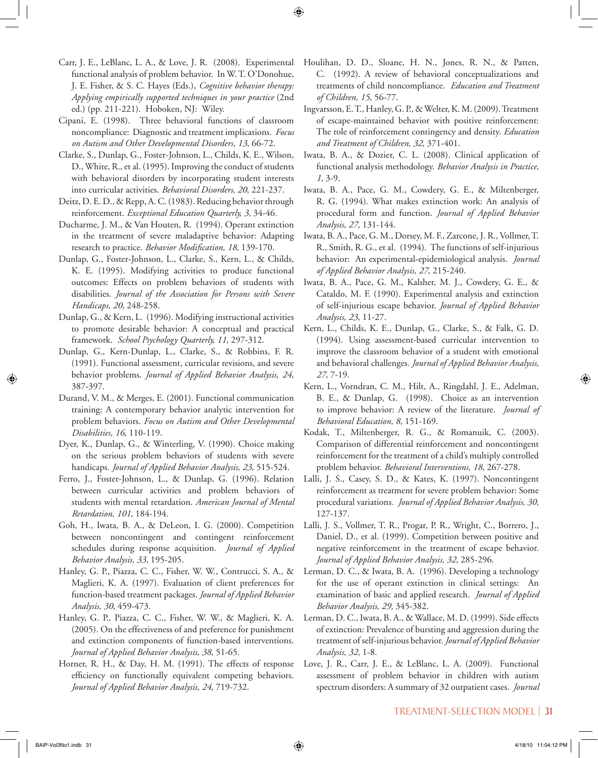Carr, J. E., LeBlanc, L. A., & Love, J. R. (2008). Experimental functional analysis of problem behavior. In W. T. O'Donohue, J. E. Fisher, & S. C. Hayes (Eds.), *Cognitive behavior therapy: Applying empirically supported techniques in your practice* (2nd ed.) (pp. 211-221). Hoboken, NJ: Wiley.

Cipani, E. (1998). Three behavioral functions of classroom noncompliance: Diagnostic and treatment implications. *Focus on Autism and Other Developmental Disorders, 13*, 66-72.

Clarke, S., Dunlap, G., Foster-Johnson, L., Childs, K. E., Wilson, D., White, R., et al. (1995). Improving the conduct of students with behavioral disorders by incorporating student interests into curricular activities. *Behavioral Disorders, 20*, 221-237.

Deitz, D. E. D., & Repp, A. C. (1983). Reducing behavior through reinforcement. *Exceptional Education Quarterly, 3,* 34-46.

Ducharme, J. M., & Van Houten, R. (1994). Operant extinction in the treatment of severe maladaptive behavior: Adapting research to practice. *Behavior Modification, 18,* 139-170.

Dunlap, G., Foster-Johnson, L., Clarke, S., Kern, L., & Childs, K. E. (1995). Modifying activities to produce functional outcomes: Effects on problem behaviors of students with disabilities. *Journal of the Association for Persons with Severe Handicaps, 20*, 248-258.

Dunlap, G., & Kern, L. (1996). Modifying instructional activities to promote desirable behavior: A conceptual and practical framework. *School Psychology Quarterly, 11,* 297-312.

Dunlap, G., Kern-Dunlap, L., Clarke, S., & Robbins, F. R. (1991). Functional assessment, curricular revisions, and severe behavior problems. *Journal of Applied Behavior Analysis, 24*, 387-397.

Durand, V. M., & Merges, E. (2001). Functional communication training: A contemporary behavior analytic intervention for problem behaviors. *Focus on Autism and Other Developmental Disabilities, 16*, 110-119.

Dyer, K., Dunlap, G., & Winterling, V. (1990). Choice making on the serious problem behaviors of students with severe handicaps. *Journal of Applied Behavior Analysis, 23*, 515-524.

Ferro, J., Foster-Johnson, L., & Dunlap, G. (1996). Relation between curricular activities and problem behaviors of students with mental retardation. *American Journal of Mental Retardation, 101*, 184-194.

Goh, H., Iwata, B. A., & DeLeon, I. G. (2000). Competition between noncontingent and contingent reinforcement schedules during response acquisition. *Journal of Applied Behavior Analysis, 33,* 195-205.

Hanley, G. P., Piazza, C. C., Fisher, W. W., Contrucci, S. A., & Maglieri, K. A. (1997). Evaluation of client preferences for function-based treatment packages. *Journal of Applied Behavior Analysis, 30*, 459-473.

Hanley, G. P., Piazza, C. C., Fisher, W. W., & Maglieri, K. A. (2005). On the effectiveness of and preference for punishment and extinction components of function-based interventions. *Journal of Applied Behavior Analysis, 38*, 51-65.

Horner, R. H., & Day, H. M. (1991). The effects of response efficiency on functionally equivalent competing behaviors. *Journal of Applied Behavior Analysis, 24*, 719-732.

Houlihan, D. D., Sloane, H. N., Jones, R. N., & Patten, C. (1992). A review of behavioral conceptualizations and treatments of child noncompliance. *Education and Treatment of Children, 15*, 56-77.

Ingvarsson, E. T., Hanley, G. P., & Welter, K. M. (2009). Treatment of escape-maintained behavior with positive reinforcement: The role of reinforcement contingency and density. *Education and Treatment of Children, 32*, 371-401.

Iwata, B. A., & Dozier, C. L. (2008). Clinical application of functional analysis methodology. *Behavior Analysis in Practice, 1,* 3-9.

Iwata, B. A., Pace, G. M., Cowdery, G. E., & Miltenberger, R. G. (1994). What makes extinction work: An analysis of procedural form and function. *Journal of Applied Behavior Analysis, 27*, 131-144.

Iwata, B. A., Pace, G. M., Dorsey, M. F., Zarcone, J. R., Vollmer, T. R., Smith, R. G., et al. (1994). The functions of self-injurious behavior: An experimental-epidemiological analysis. *Journal of Applied Behavior Analysis, 27*, 215-240.

Iwata, B. A., Pace, G. M., Kalsher, M. J., Cowdery, G. E., & Cataldo, M. F. (1990). Experimental analysis and extinction of self-injurious escape behavior. *Journal of Applied Behavior Analysis, 23*, 11-27.

Kern, L., Childs, K. E., Dunlap, G., Clarke, S., & Falk, G. D. (1994). Using assessment-based curricular intervention to improve the classroom behavior of a student with emotional and behavioral challenges. *Journal of Applied Behavior Analysis, 27*, 7-19.

Kern, L., Vorndran, C. M., Hilt, A., Ringdahl, J. E., Adelman, B. E., & Dunlap, G. (1998). Choice as an intervention to improve behavior: A review of the literature. *Journal of Behavioral Education, 8,* 151-169.

Kodak, T., Miltenberger, R. G., & Romanuik, C. (2003). Comparison of differential reinforcement and noncontingent reinforcement for the treatment of a child's multiply controlled problem behavior. *Behavioral Interventions, 18*, 267-278.

Lalli, J. S., Casey, S. D., & Kates, K. (1997). Noncontingent reinforcement as treatment for severe problem behavior: Some procedural variations. *Journal of Applied Behavior Analysis, 30,* 127-137.

Lalli, J. S., Vollmer, T. R., Progar, P. R., Wright, C., Borrero, J., Daniel, D., et al. (1999). Competition between positive and negative reinforcement in the treatment of escape behavior. *Journal of Applied Behavior Analysis, 32*, 285-296.

Lerman, D. C., & Iwata, B. A. (1996). Developing a technology for the use of operant extinction in clinical settings: An examination of basic and applied research. *Journal of Applied Behavior Analysis, 29,* 345-382.

Lerman, D. C., Iwata, B. A., & Wallace, M. D. (1999). Side effects of extinction: Prevalence of bursting and aggression during the treatment of self-injurious behavior. *Journal of Applied Behavior Analysis, 32*, 1-8.

Love, J. R., Carr, J. E., & LeBlanc, L. A. (2009). Functional assessment of problem behavior in children with autism spectrum disorders: A summary of 32 outpatient cases. *Journal*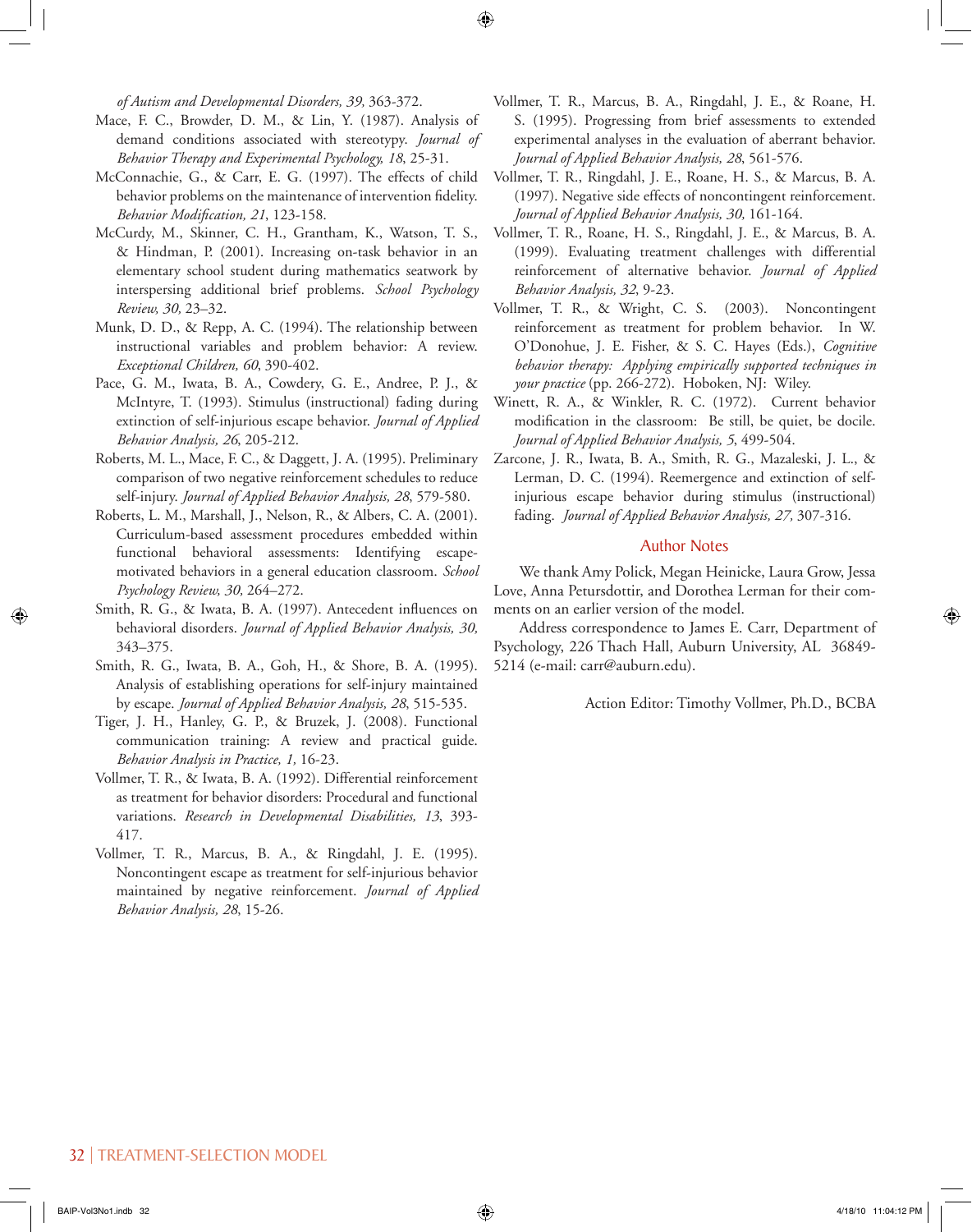*of Autism and Developmental Disorders, 39,* 363-372.

Mace, F. C., Browder, D. M., & Lin, Y. (1987). Analysis of demand conditions associated with stereotypy. *Journal of Behavior Therapy and Experimental Psychology, 18*, 25-31.

McConnachie, G., & Carr, E. G. (1997). The effects of child behavior problems on the maintenance of intervention fidelity. *Behavior Modification, 21*, 123-158.

McCurdy, M., Skinner, C. H., Grantham, K., Watson, T. S., & Hindman, P. (2001). Increasing on-task behavior in an elementary school student during mathematics seatwork by interspersing additional brief problems. *School Psychology Review, 30,* 23–32.

Munk, D. D., & Repp, A. C. (1994). The relationship between instructional variables and problem behavior: A review. *Exceptional Children, 60*, 390-402.

Pace, G. M., Iwata, B. A., Cowdery, G. E., Andree, P. J., & McIntyre, T. (1993). Stimulus (instructional) fading during extinction of self-injurious escape behavior. *Journal of Applied Behavior Analysis, 26*, 205-212.

Roberts, M. L., Mace, F. C., & Daggett, J. A. (1995). Preliminary comparison of two negative reinforcement schedules to reduce self-injury. *Journal of Applied Behavior Analysis, 28*, 579-580.

Roberts, L. M., Marshall, J., Nelson, R., & Albers, C. A. (2001). Curriculum-based assessment procedures embedded within functional behavioral assessments: Identifying escape-motivated behaviors in a general education classroom. *School Psychology Review, 30*, 264–272.

Smith, R. G., & Iwata, B. A. (1997). Antecedent influences on behavioral disorders. *Journal of Applied Behavior Analysis, 30,* 343–375.

Smith, R. G., Iwata, B. A., Goh, H., & Shore, B. A. (1995). Analysis of establishing operations for self-injury maintained by escape. *Journal of Applied Behavior Analysis, 28*, 515-535.

Tiger, J. H., Hanley, G. P., & Bruzek, J. (2008). Functional communication training: A review and practical guide. *Behavior Analysis in Practice, 1,* 16-23.

Vollmer, T. R., & Iwata, B. A. (1992). Differential reinforcement as treatment for behavior disorders: Procedural and functional variations. *Research in Developmental Disabilities, 13*, 393-417.

Vollmer, T. R., Marcus, B. A., & Ringdahl, J. E. (1995). Noncontingent escape as treatment for self-injurious behavior maintained by negative reinforcement. *Journal of Applied Behavior Analysis, 28*, 15-26.

Vollmer, T. R., Marcus, B. A., Ringdahl, J. E., & Roane, H. S. (1995). Progressing from brief assessments to extended experimental analyses in the evaluation of aberrant behavior. *Journal of Applied Behavior Analysis, 28*, 561-576.

Vollmer, T. R., Ringdahl, J. E., Roane, H. S., & Marcus, B. A. (1997). Negative side effects of noncontingent reinforcement. *Journal of Applied Behavior Analysis, 30,* 161-164.

Vollmer, T. R., Roane, H. S., Ringdahl, J. E., & Marcus, B. A. (1999). Evaluating treatment challenges with differential reinforcement of alternative behavior. *Journal of Applied Behavior Analysis, 32*, 9-23.

Vollmer, T. R., & Wright, C. S. (2003). Noncontingent reinforcement as treatment for problem behavior. In W. O'Donohue, J. E. Fisher, & S. C. Hayes (Eds.), *Cognitive behavior therapy: Applying empirically supported techniques in your practice* (pp. 266-272). Hoboken, NJ: Wiley.

Winett, R. A., & Winkler, R. C. (1972). Current behavior modification in the classroom: Be still, be quiet, be docile. *Journal of Applied Behavior Analysis, 5*, 499-504.

Zarcone, J. R., Iwata, B. A., Smith, R. G., Mazaleski, J. L., & Lerman, D. C. (1994). Reemergence and extinction of self-injurious escape behavior during stimulus (instructional) fading. *Journal of Applied Behavior Analysis, 27,* 307-316.

## Author Notes

We thank Amy Polick, Megan Heinicke, Laura Grow, Jessa Love, Anna Petursdottir, and Dorothea Lerman for their comments on an earlier version of the model.

Address correspondence to James E. Carr, Department of Psychology, 226 Thach Hall, Auburn University, AL 36849-5214 (e-mail: carr@auburn.edu).

Action Editor: Timothy Vollmer, Ph.D., BCBA